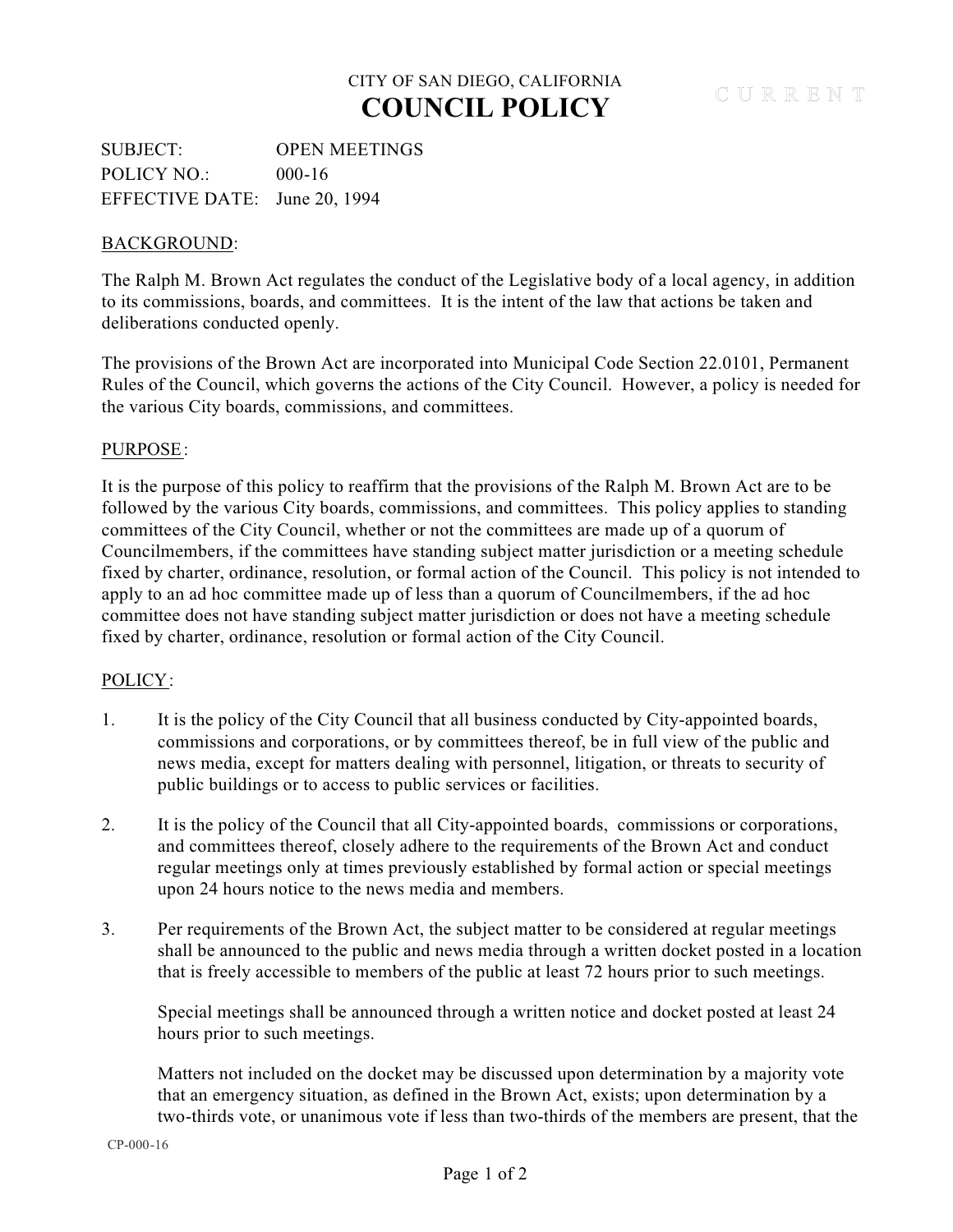CITY OF SAN DIEGO, CALIFORNIA

# COUNCIL POLICY

CURRENT

SUBJECT: OPEN MEETINGS
POLICY NO.: 000-16
EFFECTIVE DATE: June 20, 1994

## BACKGROUND:

The Ralph M. Brown Act regulates the conduct of the Legislative body of a local agency, in addition to its commissions, boards, and committees. It is the intent of the law that actions be taken and deliberations conducted openly.

The provisions of the Brown Act are incorporated into Municipal Code Section 22.0101, Permanent Rules of the Council, which governs the actions of the City Council. However, a policy is needed for the various City boards, commissions, and committees.

## PURPOSE:

It is the purpose of this policy to reaffirm that the provisions of the Ralph M. Brown Act are to be followed by the various City boards, commissions, and committees. This policy applies to standing committees of the City Council, whether or not the committees are made up of a quorum of Councilmembers, if the committees have standing subject matter jurisdiction or a meeting schedule fixed by charter, ordinance, resolution, or formal action of the Council. This policy is not intended to apply to an ad hoc committee made up of less than a quorum of Councilmembers, if the ad hoc committee does not have standing subject matter jurisdiction or does not have a meeting schedule fixed by charter, ordinance, resolution or formal action of the City Council.

## POLICY:

1. It is the policy of the City Council that all business conducted by City-appointed boards, commissions and corporations, or by committees thereof, be in full view of the public and news media, except for matters dealing with personnel, litigation, or threats to security of public buildings or to access to public services or facilities.

2. It is the policy of the Council that all City-appointed boards, commissions or corporations, and committees thereof, closely adhere to the requirements of the Brown Act and conduct regular meetings only at times previously established by formal action or special meetings upon 24 hours notice to the news media and members.

3. Per requirements of the Brown Act, the subject matter to be considered at regular meetings shall be announced to the public and news media through a written docket posted in a location that is freely accessible to members of the public at least 72 hours prior to such meetings.

   Special meetings shall be announced through a written notice and docket posted at least 24 hours prior to such meetings.

   Matters not included on the docket may be discussed upon determination by a majority vote that an emergency situation, as defined in the Brown Act, exists; upon determination by a two-thirds vote, or unanimous vote if less than two-thirds of the members are present, that the

CP-000-16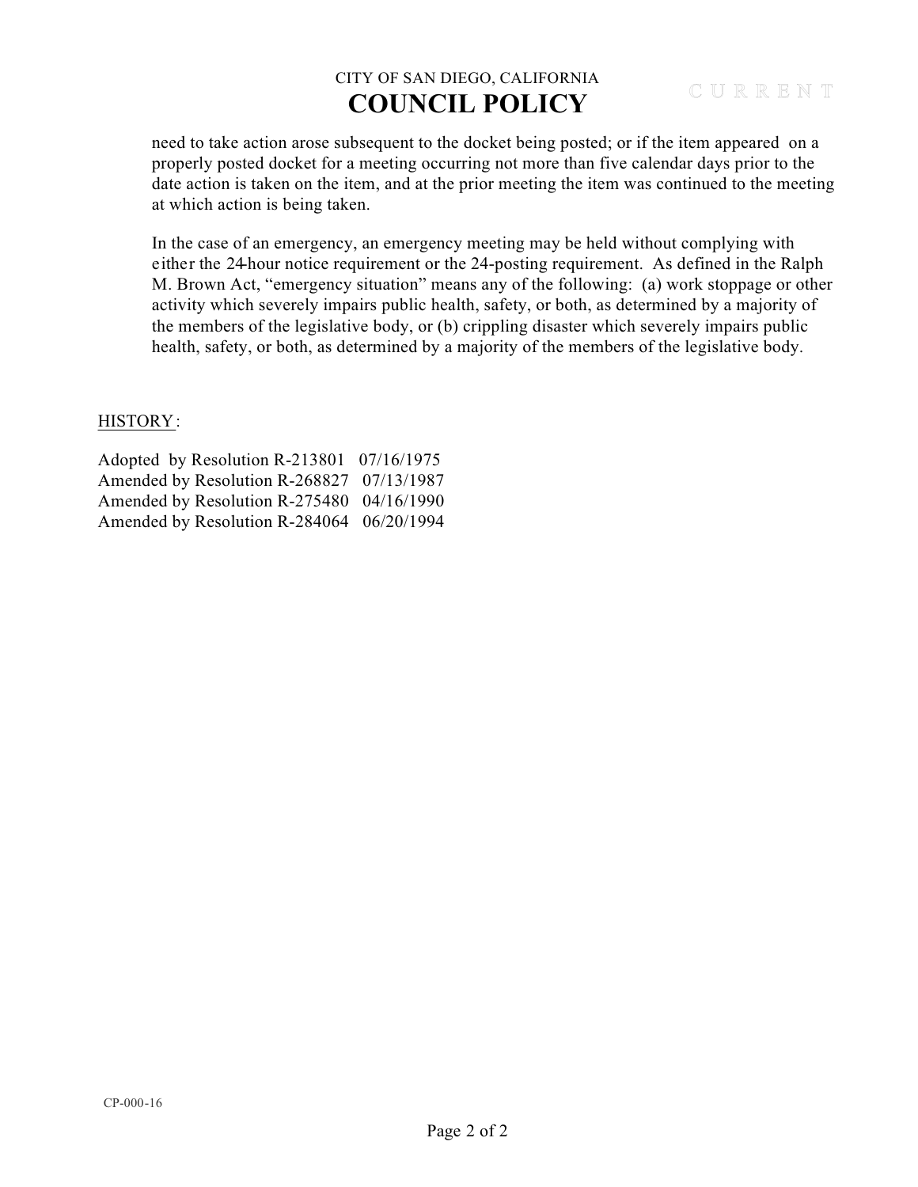need to take action arose subsequent to the docket being posted; or if the item appeared on a properly posted docket for a meeting occurring not more than five calendar days prior to the date action is taken on the item, and at the prior meeting the item was continued to the meeting at which action is being taken.

In the case of an emergency, an emergency meeting may be held without complying with either the 24-hour notice requirement or the 24-posting requirement. As defined in the Ralph M. Brown Act, "emergency situation" means any of the following: (a) work stoppage or other activity which severely impairs public health, safety, or both, as determined by a majority of the members of the legislative body, or (b) crippling disaster which severely impairs public health, safety, or both, as determined by a majority of the members of the legislative body.

HISTORY:

Adopted by Resolution R-213801 07/16/1975
Amended by Resolution R-268827 07/13/1987
Amended by Resolution R-275480 04/16/1990
Amended by Resolution R-284064 06/20/1994

CP-000-16